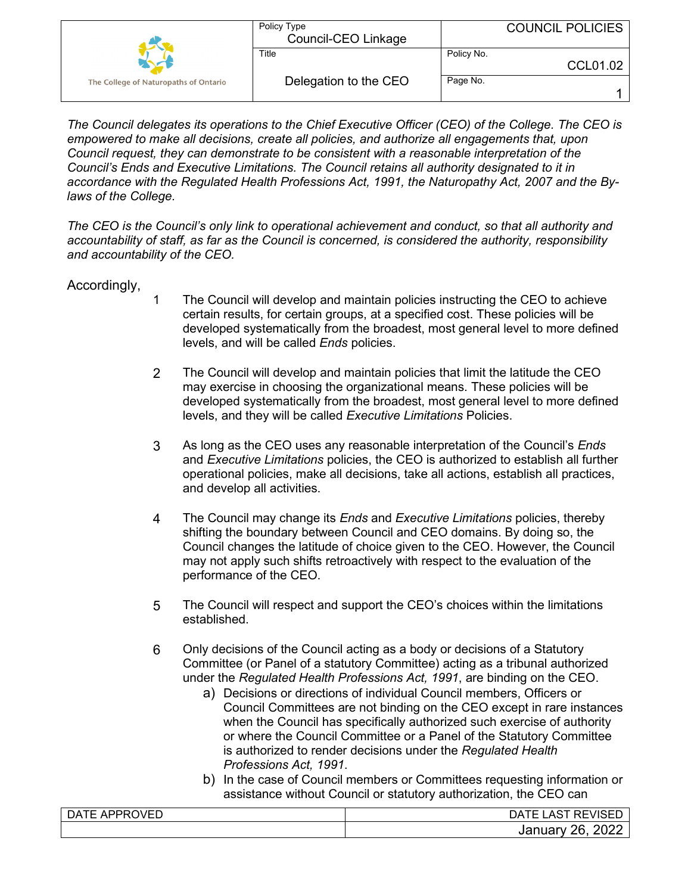| The College of Naturopaths of Ontario | Policy Type: Council-CEO Linkage | COUNCIL POLICIES |
|---|---|---|
| | Title: Delegation to the CEO | Policy No. CCL01.02 |
| | | Page No. 1 |

*The Council delegates its operations to the Chief Executive Officer (CEO) of the College. The CEO is empowered to make all decisions, create all policies, and authorize all engagements that, upon Council request, they can demonstrate to be consistent with a reasonable interpretation of the Council's Ends and Executive Limitations. The Council retains all authority designated to it in accordance with the Regulated Health Professions Act, 1991, the Naturopathy Act, 2007 and the By-laws of the College.*

*The CEO is the Council's only link to operational achievement and conduct, so that all authority and accountability of staff, as far as the Council is concerned, is considered the authority, responsibility and accountability of the CEO.*

Accordingly,

1. The Council will develop and maintain policies instructing the CEO to achieve certain results, for certain groups, at a specified cost. These policies will be developed systematically from the broadest, most general level to more defined levels, and will be called *Ends* policies.

2. The Council will develop and maintain policies that limit the latitude the CEO may exercise in choosing the organizational means. These policies will be developed systematically from the broadest, most general level to more defined levels, and they will be called *Executive Limitations* Policies.

3. As long as the CEO uses any reasonable interpretation of the Council's *Ends* and *Executive Limitations* policies, the CEO is authorized to establish all further operational policies, make all decisions, take all actions, establish all practices, and develop all activities.

4. The Council may change its *Ends* and *Executive Limitations* policies, thereby shifting the boundary between Council and CEO domains. By doing so, the Council changes the latitude of choice given to the CEO. However, the Council may not apply such shifts retroactively with respect to the evaluation of the performance of the CEO.

5. The Council will respect and support the CEO's choices within the limitations established.

6. Only decisions of the Council acting as a body or decisions of a Statutory Committee (or Panel of a statutory Committee) acting as a tribunal authorized under the *Regulated Health Professions Act, 1991*, are binding on the CEO.
   a) Decisions or directions of individual Council members, Officers or Council Committees are not binding on the CEO except in rare instances when the Council has specifically authorized such exercise of authority or where the Council Committee or a Panel of the Statutory Committee is authorized to render decisions under the *Regulated Health Professions Act, 1991*.
   b) In the case of Council members or Committees requesting information or assistance without Council or statutory authorization, the CEO can

| DATE APPROVED | DATE LAST REVISED |
|---|---|
| | January 26, 2022 |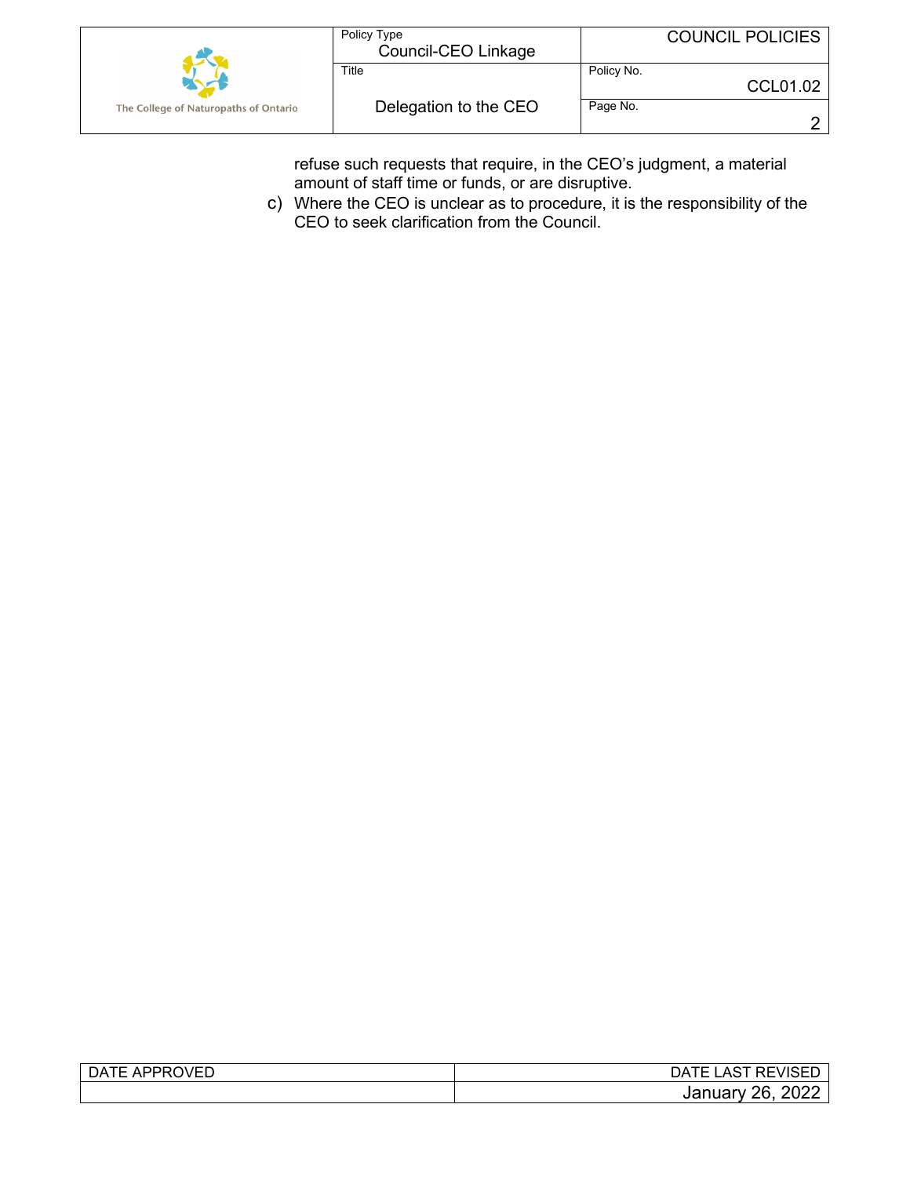refuse such requests that require, in the CEO's judgment, a material amount of staff time or funds, or are disruptive.

c) Where the CEO is unclear as to procedure, it is the responsibility of the CEO to seek clarification from the Council.

| DATE APPROVED | DATE LAST REVISED |
|---|---|
| | January 26, 2022 |